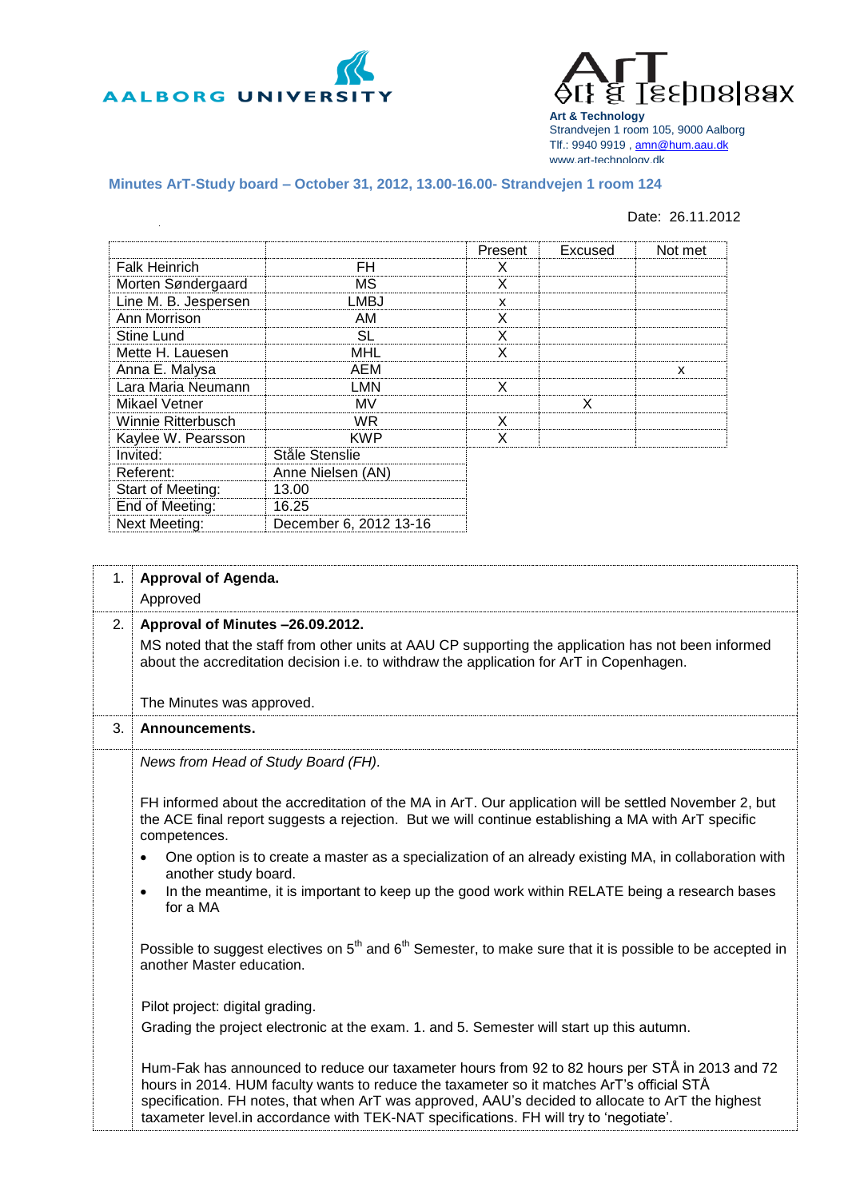AALBORG UNIVERSITY

ArT
Art & Technology
Strandvejen 1 room 105, 9000 Aalborg
Tlf.: 9940 9919 , amn@hum.aau.dk
www.art-technology.dk

**Minutes ArT-Study board – October 31, 2012, 13.00-16.00- Strandvejen 1 room 124**

Date: 26.11.2012

| | | Present | Excused | Not met |
|---|---|---|---|---|
| Falk Heinrich | FH | X | | |
| Morten Søndergaard | MS | X | | |
| Line M. B. Jespersen | LMBJ | x | | |
| Ann Morrison | AM | X | | |
| Stine Lund | SL | X | | |
| Mette H. Lauesen | MHL | X | | |
| Anna E. Malysa | AEM | | | x |
| Lara Maria Neumann | LMN | X | | |
| Mikael Vetner | MV | | X | |
| Winnie Ritterbusch | WR | X | | |
| Kaylee W. Pearsson | KWP | X | | |
| Invited: | Ståle Stenslie | | | |
| Referent: | Anne Nielsen (AN) | | | |
| Start of Meeting: | 13.00 | | | |
| End of Meeting: | 16.25 | | | |
| Next Meeting: | December 6, 2012 13-16 | | | |

1. **Approval of Agenda.**

   Approved

2. **Approval of Minutes –26.09.2012.**

   MS noted that the staff from other units at AAU CP supporting the application has not been informed about the accreditation decision i.e. to withdraw the application for ArT in Copenhagen.

   The Minutes was approved.

3. **Announcements.**

   *News from Head of Study Board (FH).*

   FH informed about the accreditation of the MA in ArT. Our application will be settled November 2, but the ACE final report suggests a rejection. But we will continue establishing a MA with ArT specific competences.

   - One option is to create a master as a specialization of an already existing MA, in collaboration with another study board.
   - In the meantime, it is important to keep up the good work within RELATE being a research bases for a MA

   Possible to suggest electives on 5th and 6th Semester, to make sure that it is possible to be accepted in another Master education.

   Pilot project: digital grading.

   Grading the project electronic at the exam. 1. and 5. Semester will start up this autumn.

   Hum-Fak has announced to reduce our taxameter hours from 92 to 82 hours per STÅ in 2013 and 72 hours in 2014. HUM faculty wants to reduce the taxameter so it matches ArT's official STÅ specification. FH notes, that when ArT was approved, AAU's decided to allocate to ArT the highest taxameter level.in accordance with TEK-NAT specifications. FH will try to 'negotiate'.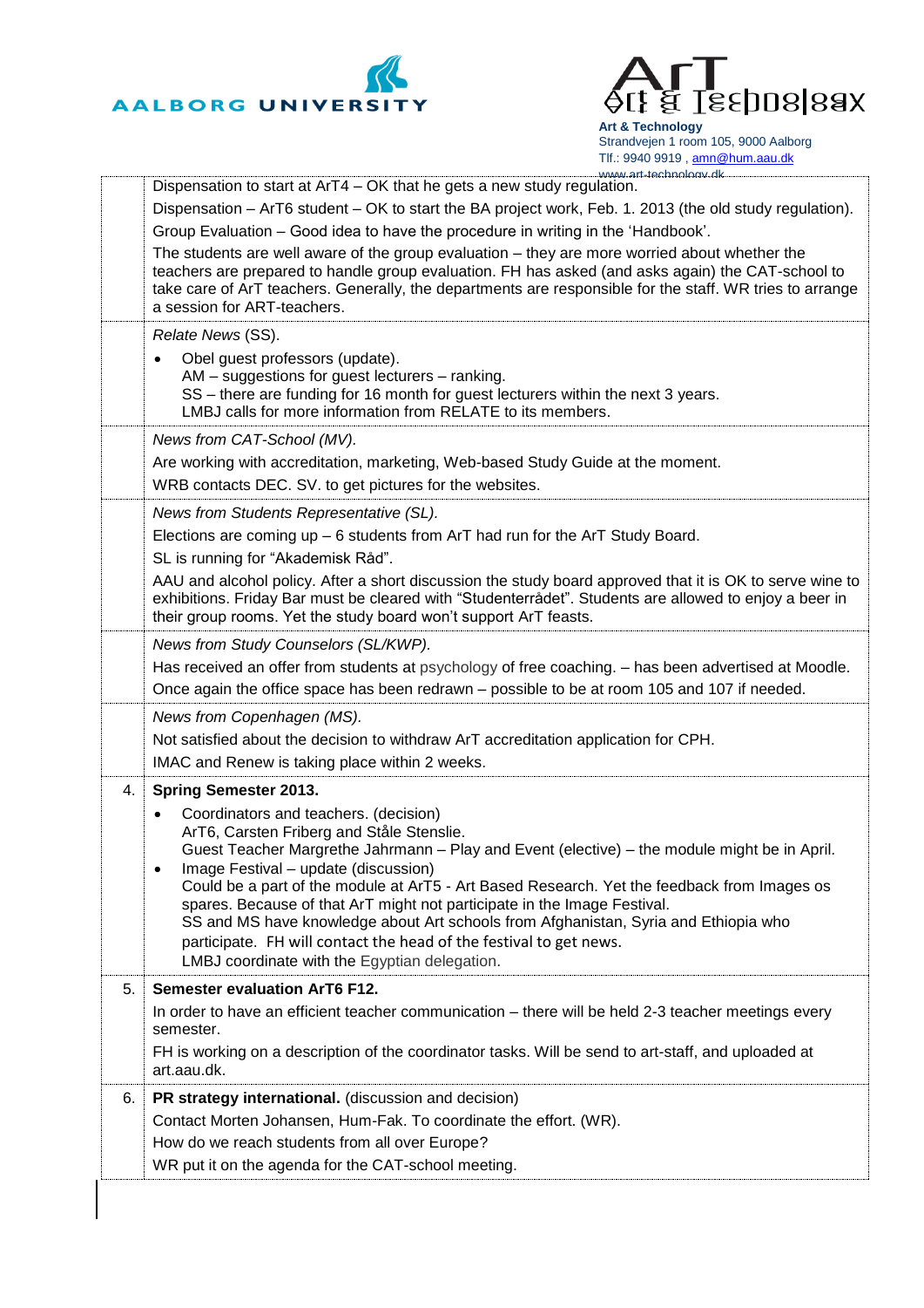| | |
|---|---|
| | Dispensation to start at ArT4 – OK that he gets a new study regulation.<br>Dispensation – ArT6 student – OK to start the BA project work, Feb. 1. 2013 (the old study regulation).<br>Group Evaluation – Good idea to have the procedure in writing in the 'Handbook'.<br>The students are well aware of the group evaluation – they are more worried about whether the teachers are prepared to handle group evaluation. FH has asked (and asks again) the CAT-school to take care of ArT teachers. Generally, the departments are responsible for the staff. WR tries to arrange a session for ART-teachers. |
| | *Relate News* (SS).<br>• Obel guest professors (update).<br>AM – suggestions for guest lecturers – ranking.<br>SS – there are funding for 16 month for guest lecturers within the next 3 years.<br>LMBJ calls for more information from RELATE to its members. |
| | *News from CAT-School (MV).*<br>Are working with accreditation, marketing, Web-based Study Guide at the moment.<br>WRB contacts DEC. SV. to get pictures for the websites. |
| | *News from Students Representative (SL).*<br>Elections are coming up – 6 students from ArT had run for the ArT Study Board.<br>SL is running for "Akademisk Råd".<br>AAU and alcohol policy. After a short discussion the study board approved that it is OK to serve wine to exhibitions. Friday Bar must be cleared with "Studenterrådet". Students are allowed to enjoy a beer in their group rooms. Yet the study board won't support ArT feasts. |
| | *News from Study Counselors (SL/KWP).*<br>Has received an offer from students at psychology of free coaching. – has been advertised at Moodle.<br>Once again the office space has been redrawn – possible to be at room 105 and 107 if needed. |
| | *News from Copenhagen (MS).*<br>Not satisfied about the decision to withdraw ArT accreditation application for CPH.<br>IMAC and Renew is taking place within 2 weeks. |
| 4. | **Spring Semester 2013.**<br>• Coordinators and teachers. (decision)<br>ArT6, Carsten Friberg and Ståle Stenslie.<br>Guest Teacher Margrethe Jahrmann – Play and Event (elective) – the module might be in April.<br>• Image Festival – update (discussion)<br>Could be a part of the module at ArT5 - Art Based Research. Yet the feedback from Images os spares. Because of that ArT might not participate in the Image Festival.<br>SS and MS have knowledge about Art schools from Afghanistan, Syria and Ethiopia who participate. FH will contact the head of the festival to get news.<br>LMBJ coordinate with the Egyptian delegation. |
| 5. | **Semester evaluation ArT6 F12.**<br>In order to have an efficient teacher communication – there will be held 2-3 teacher meetings every semester.<br>FH is working on a description of the coordinator tasks. Will be send to art-staff, and uploaded at art.aau.dk. |
| 6. | **PR strategy international.** (discussion and decision)<br>Contact Morten Johansen, Hum-Fak. To coordinate the effort. (WR).<br>How do we reach students from all over Europe?<br>WR put it on the agenda for the CAT-school meeting. |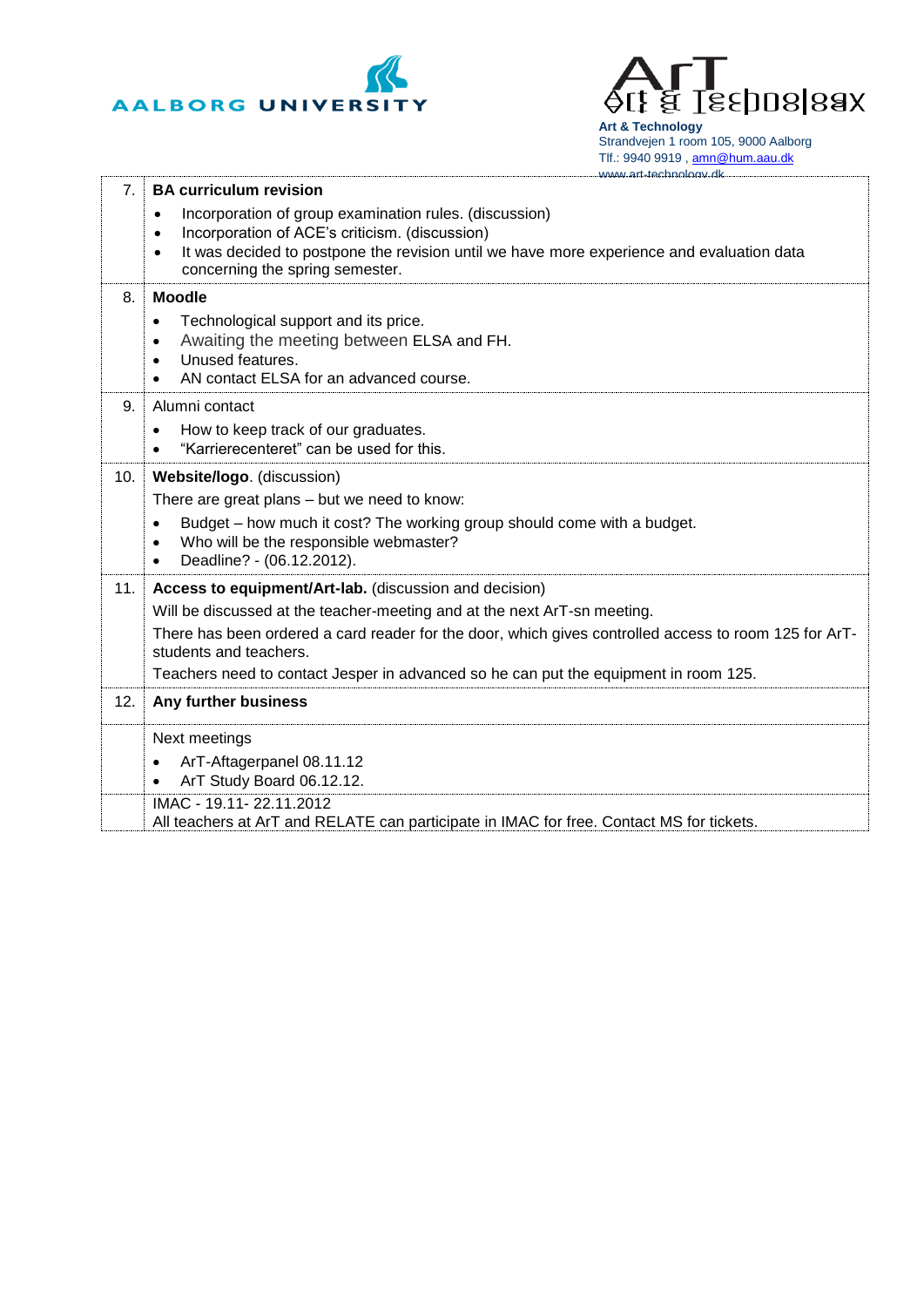AALBORG UNIVERSITY

**Art & Technology**
Strandvejen 1 room 105, 9000 Aalborg
Tlf.: 9940 9919 , amn@hum.aau.dk
www.art-technology.dk

| | |
|---|---|
| 7. | **BA curriculum revision**<br>• Incorporation of group examination rules. (discussion)<br>• Incorporation of ACE's criticism. (discussion)<br>• It was decided to postpone the revision until we have more experience and evaluation data concerning the spring semester. |
| 8. | **Moodle**<br>• Technological support and its price.<br>• Awaiting the meeting between ELSA and FH.<br>• Unused features.<br>• AN contact ELSA for an advanced course. |
| 9. | Alumni contact<br>• How to keep track of our graduates.<br>• "Karrierecenteret" can be used for this. |
| 10. | **Website/logo**. (discussion)<br>There are great plans – but we need to know:<br>• Budget – how much it cost? The working group should come with a budget.<br>• Who will be the responsible webmaster?<br>• Deadline? - (06.12.2012). |
| 11. | **Access to equipment/Art-lab.** (discussion and decision)<br>Will be discussed at the teacher-meeting and at the next ArT-sn meeting.<br>There has been ordered a card reader for the door, which gives controlled access to room 125 for ArT-students and teachers.<br>Teachers need to contact Jesper in advanced so he can put the equipment in room 125. |
| 12. | **Any further business** |
| | Next meetings<br>• ArT-Aftagerpanel 08.11.12<br>• ArT Study Board 06.12.12. |
| | IMAC - 19.11- 22.11.2012<br>All teachers at ArT and RELATE can participate in IMAC for free. Contact MS for tickets. |